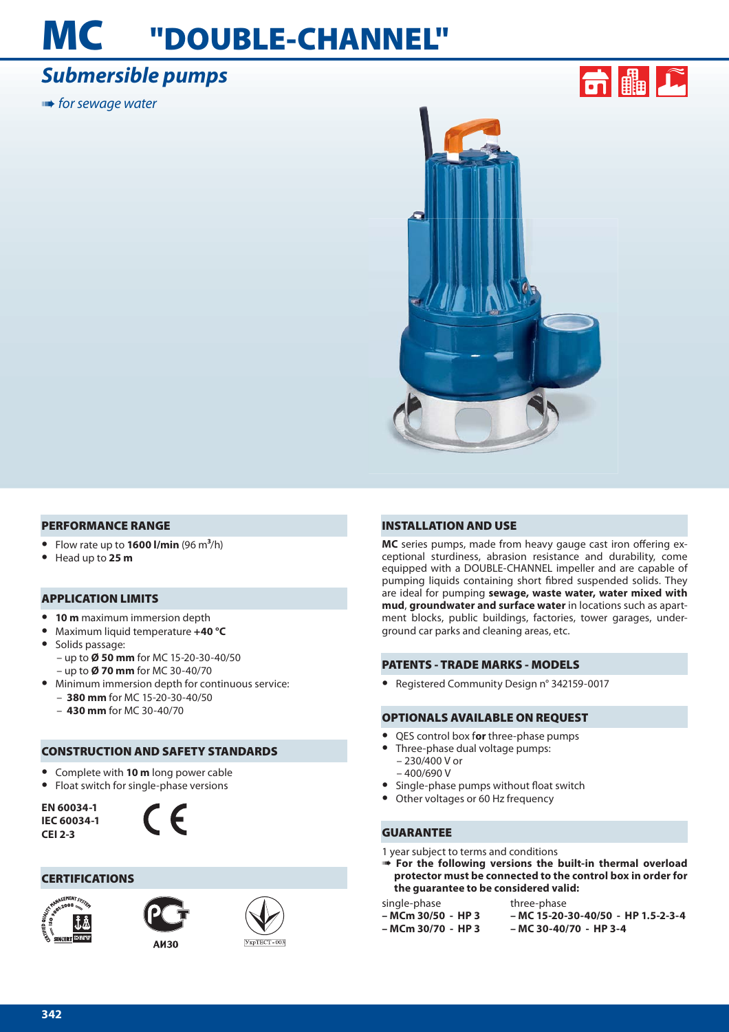# MC "DOUBLE-CHANNEL"

## *Submersible pumps*

*for sewage water*

## PERFORMANCE RANGE

- Flow rate up to **1600 l/min** (96 $m^3$/h)
- Head up to **25 m**

## APPLICATION LIMITS

- **10 m** maximum immersion depth
- Maximum liquid temperature **+40 °C**
- Solids passage:
  - up to **Ø 50 mm** for MC 15-20-30-40/50
  - up to **Ø 70 mm** for MC 30-40/70
- Minimum immersion depth for continuous service:
  - **380 mm** for MC 15-20-30-40/50
  - **430 mm** for MC 30-40/70

## CONSTRUCTION AND SAFETY STANDARDS

- Complete with **10 m** long power cable
- Float switch for single-phase versions

**EN 60034-1**
**IEC 60034-1**
**CEI 2-3**

## CERTIFICATIONS

АИ30

## INSTALLATION AND USE

**MC** series pumps, made from heavy gauge cast iron offering exceptional sturdiness, abrasion resistance and durability, come equipped with a DOUBLE-CHANNEL impeller and are capable of pumping liquids containing short fibred suspended solids. They are ideal for pumping **sewage, waste water, water mixed with mud**, **groundwater and surface water** in locations such as apartment blocks, public buildings, factories, tower garages, underground car parks and cleaning areas, etc.

## PATENTS - TRADE MARKS - MODELS

- Registered Community Design n° 342159-0017

## OPTIONALS AVAILABLE ON REQUEST

- QES control box f**or** three-phase pumps
- Three-phase dual voltage pumps:
  - 230/400 V or
  - 400/690 V
- Single-phase pumps without float switch
- Other voltages or 60 Hz frequency

## GUARANTEE

1 year subject to terms and conditions

**For the following versions the built-in thermal overload protector must be connected to the control box in order for the guarantee to be considered valid:**

| single-phase | three-phase |
|---|---|
| **– MCm 30/50 - HP 3** | **– MC 15-20-30-40/50 - HP 1.5-2-3-4** |
| **– MCm 30/70 - HP 3** | **– MC 30-40/70 - HP 3-4** |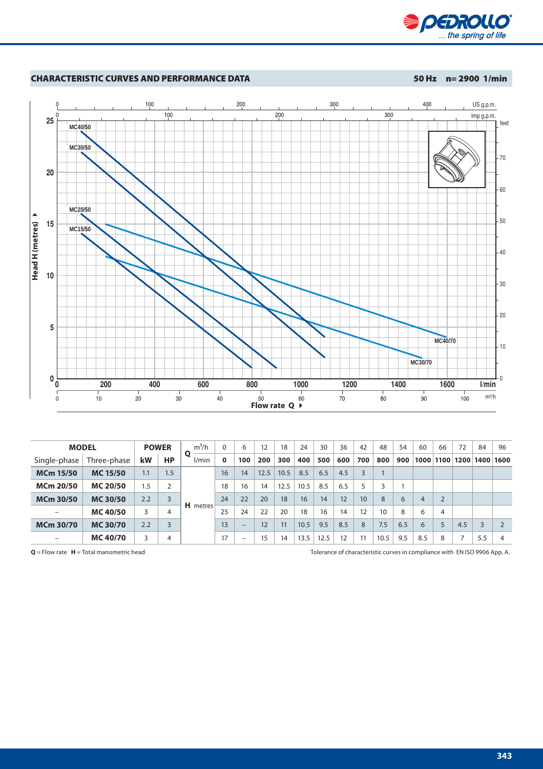## CHARACTERISTIC CURVES AND PERFORMANCE DATA

**50 Hz n= 2900 1/min**

| MODEL | | POWER | | Q | m³/h | 0 | 6 | 12 | 18 | 24 | 30 | 36 | 42 | 48 | 54 | 60 | 66 | 72 | 84 | 96 |
|---|---|---|---|---|---|---|---|---|---|---|---|---|---|---|---|---|---|---|---|---|
| Single-phase | Three-phase | kW | HP | | l/min | **0** | **100** | **200** | **300** | **400** | **500** | **600** | **700** | **800** | **900** | **1000** | **1100** | **1200** | **1400** | **1600** |
| **MCm 15/50** | **MC 15/50** | 1.1 | 1.5 | **H** metres | | 16 | 14 | 12.5 | 10.5 | 8.5 | 6.5 | 4.5 | 3 | 1 | | | | | | |
| **MCm 20/50** | **MC 20/50** | 1.5 | 2 | | | 18 | 16 | 14 | 12.5 | 10.5 | 8.5 | 6.5 | 5 | 3 | 1 | | | | | |
| **MCm 30/50** | **MC 30/50** | 2.2 | 3 | | | 24 | 22 | 20 | 18 | 16 | 14 | 12 | 10 | 8 | 6 | 4 | 2 | | | |
| – | **MC 40/50** | 3 | 4 | | | 25 | 24 | 22 | 20 | 18 | 16 | 14 | 12 | 10 | 8 | 6 | 4 | | | |
| **MCm 30/70** | **MC 30/70** | 2.2 | 3 | | | 13 | – | 12 | 11 | 10.5 | 9.5 | 8.5 | 8 | 7.5 | 6.5 | 6 | 5 | 4.5 | 3 | 2 |
| – | **MC 40/70** | 3 | 4 | | | 17 | – | 15 | 14 | 13.5 | 12.5 | 12 | 11 | 10.5 | 9.5 | 8.5 | 8 | 7 | 5.5 | 4 |

**Q** = Flow rate **H** = Total manometric head

Tolerance of characteristic curves in compliance with EN ISO 9906 App. A.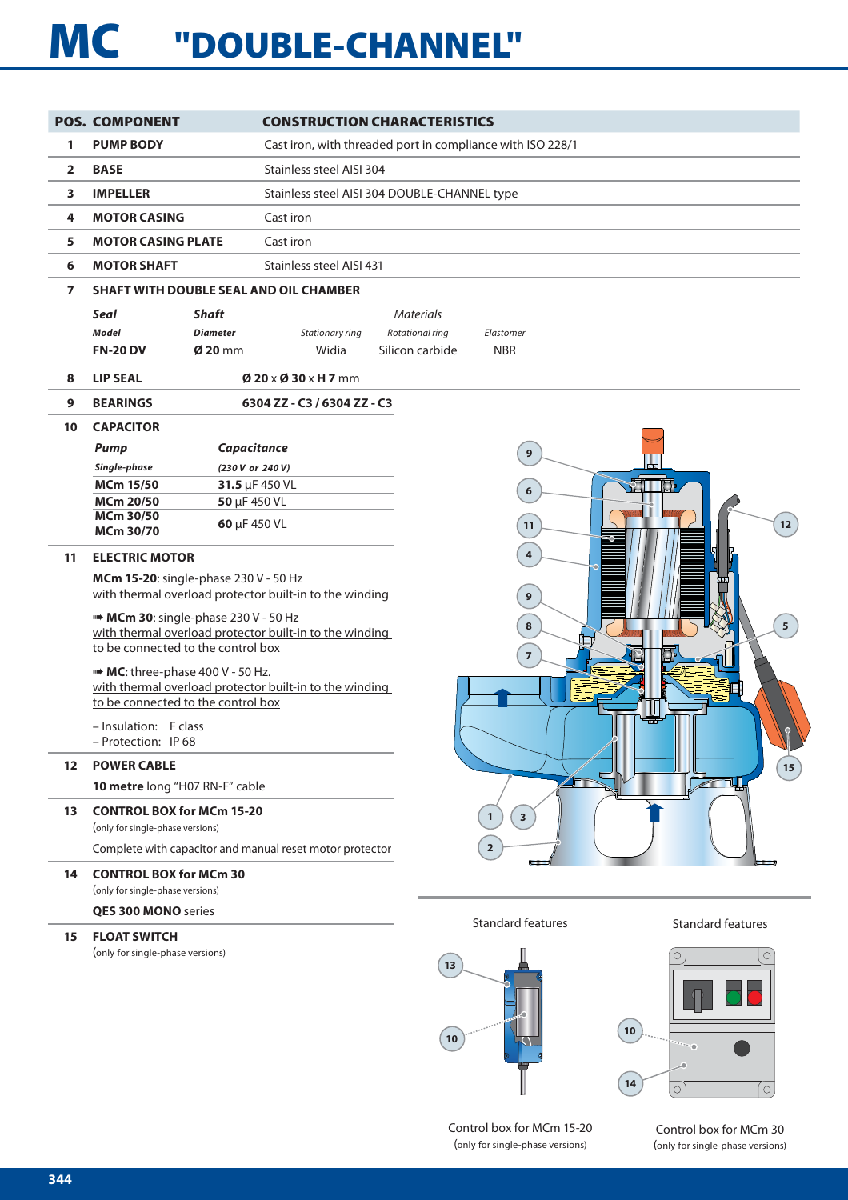# MC "DOUBLE-CHANNEL"

| POS. | COMPONENT | CONSTRUCTION CHARACTERISTICS |
|---|---|---|
| 1 | **PUMP BODY** | Cast iron, with threaded port in compliance with ISO 228/1 |
| 2 | **BASE** | Stainless steel AISI 304 |
| 3 | **IMPELLER** | Stainless steel AISI 304 DOUBLE-CHANNEL type |
| 4 | **MOTOR CASING** | Cast iron |
| 5 | **MOTOR CASING PLATE** | Cast iron |
| 6 | **MOTOR SHAFT** | Stainless steel AISI 431 |

**7 SHAFT WITH DOUBLE SEAL AND OIL CHAMBER**

| *Seal* | *Shaft* | *Materials* | | |
|---|---|---|---|---|
| *Model* | *Diameter* | *Stationary ring* | *Rotational ring* | *Elastomer* |
| **FN-20 DV** | **Ø 20** mm | Widia | Silicon carbide | NBR |

**8 LIP SEAL** — **Ø 20** x **Ø 30** x **H 7** mm

**9 BEARINGS** — **6304 ZZ - C3 / 6304 ZZ - C3**

**10 CAPACITOR**

| *Pump* | *Capacitance* |
|---|---|
| *Single-phase* | *(230 V or 240 V)* |
| **MCm 15/50** | **31.5** µF 450 VL |
| **MCm 20/50** | **50** µF 450 VL |
| **MCm 30/50** **MCm 30/70** | **60** µF 450 VL |

**11 ELECTRIC MOTOR**

**MCm 15-20**: single-phase 230 V - 50 Hz
with thermal overload protector built-in to the winding

➠ **MCm 30**: single-phase 230 V - 50 Hz
with thermal overload protector built-in to the winding to be connected to the control box

➠ **MC**: three-phase 400 V - 50 Hz.
with thermal overload protector built-in to the winding to be connected to the control box

– Insulation: F class
– Protection: IP 68

**12 POWER CABLE**

**10 metre** long "H07 RN-F" cable

**13 CONTROL BOX for MCm 15-20**
(only for single-phase versions)

Complete with capacitor and manual reset motor protector

**14 CONTROL BOX for MCm 30**
(only for single-phase versions)

**QES 300 MONO** series

**15 FLOAT SWITCH**
(only for single-phase versions)

Standard features

Control box for MCm 15-20
(only for single-phase versions)

Standard features

Control box for MCm 30
(only for single-phase versions)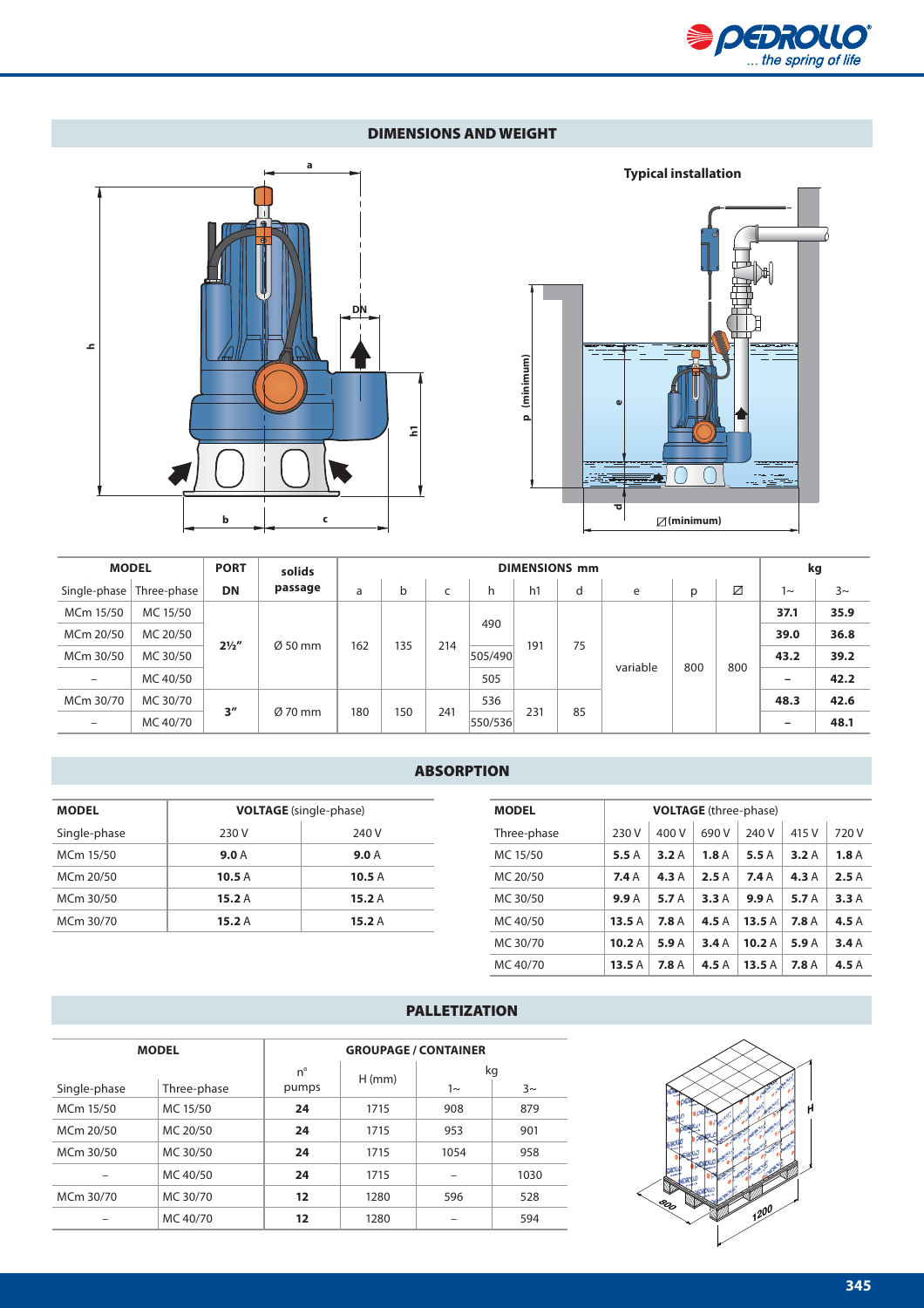## DIMENSIONS AND WEIGHT

Typical installation

| MODEL | | PORT | solids | DIMENSIONS mm | | | | | | | | | kg | |
|---|---|---|---|---|---|---|---|---|---|---|---|---|---|---|
| Single-phase | Three-phase | DN | passage | a | b | c | h | h1 | d | e | p | ◫ | 1~ | 3~ |
| MCm 15/50 | MC 15/50 | 2½" | Ø 50 mm | 162 | 135 | 214 | 490 | 191 | 75 | variable | 800 | 800 | **37.1** | **35.9** |
| MCm 20/50 | MC 20/50 | | | | | | | | | | | | **39.0** | **36.8** |
| MCm 30/50 | MC 30/50 | | | | | | 505/490 | | | | | | **43.2** | **39.2** |
| – | MC 40/50 | | | | | | 505 | | | | | | **–** | **42.2** |
| MCm 30/70 | MC 30/70 | 3" | Ø 70 mm | 180 | 150 | 241 | 536 | 231 | 85 | | | | **48.3** | **42.6** |
| – | MC 40/70 | | | | | | 550/536 | | | | | | **–** | **48.1** |

## ABSORPTION

| MODEL | VOLTAGE (single-phase) | |
|---|---|---|
| Single-phase | 230 V | 240 V |
| MCm 15/50 | **9.0** A | **9.0** A |
| MCm 20/50 | **10.5** A | **10.5** A |
| MCm 30/50 | **15.2** A | **15.2** A |
| MCm 30/70 | **15.2** A | **15.2** A |

| MODEL | VOLTAGE (three-phase) | | | | | |
|---|---|---|---|---|---|---|
| Three-phase | 230 V | 400 V | 690 V | 240 V | 415 V | 720 V |
| MC 15/50 | **5.5** A | **3.2** A | **1.8** A | **5.5** A | **3.2** A | **1.8** A |
| MC 20/50 | **7.4** A | **4.3** A | **2.5** A | **7.4** A | **4.3** A | **2.5** A |
| MC 30/50 | **9.9** A | **5.7** A | **3.3** A | **9.9** A | **5.7** A | **3.3** A |
| MC 40/50 | **13.5** A | **7.8** A | **4.5** A | **13.5** A | **7.8** A | **4.5** A |
| MC 30/70 | **10.2** A | **5.9** A | **3.4** A | **10.2** A | **5.9** A | **3.4** A |
| MC 40/70 | **13.5** A | **7.8** A | **4.5** A | **13.5** A | **7.8** A | **4.5** A |

## PALLETIZATION

| MODEL | | GROUPAGE / CONTAINER | | | |
|---|---|---|---|---|---|
| | | n° | H (mm) | kg | |
| Single-phase | Three-phase | pumps | | 1~ | 3~ |
| MCm 15/50 | MC 15/50 | **24** | 1715 | 908 | 879 |
| MCm 20/50 | MC 20/50 | **24** | 1715 | 953 | 901 |
| MCm 30/50 | MC 30/50 | **24** | 1715 | 1054 | 958 |
| – | MC 40/50 | **24** | 1715 | – | 1030 |
| MCm 30/70 | MC 30/70 | **12** | 1280 | 596 | 528 |
| – | MC 40/70 | **12** | 1280 | – | 594 |